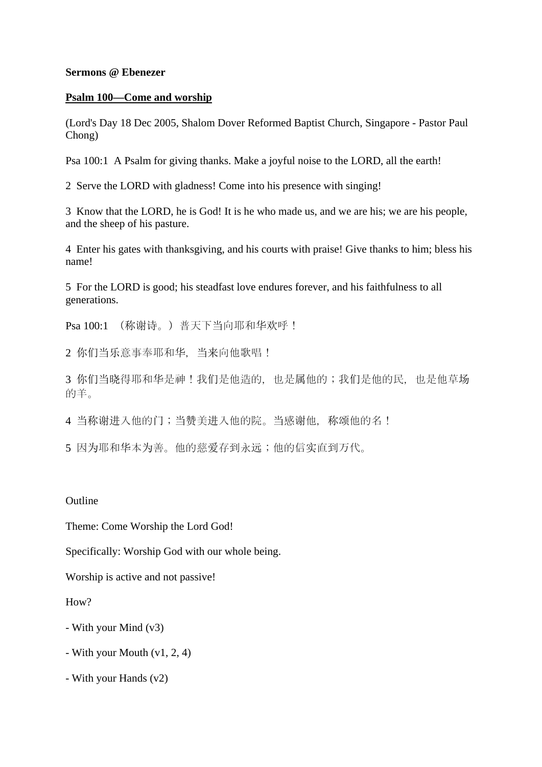**Sermons @ Ebenezer**

**Psalm 100—Come and worship**

(Lord's Day 18 Dec 2005, Shalom Dover Reformed Baptist Church, Singapore - Pastor Paul Chong)

Psa 100:1  A Psalm for giving thanks. Make a joyful noise to the LORD, all the earth!

2  Serve the LORD with gladness! Come into his presence with singing!

3  Know that the LORD, he is God! It is he who made us, and we are his; we are his people, and the sheep of his pasture.

4  Enter his gates with thanksgiving, and his courts with praise! Give thanks to him; bless his name!

5  For the LORD is good; his steadfast love endures forever, and his faithfulness to all generations.

Psa 100:1  （称谢诗。）普天下当向耶和华欢呼！

2  你们当乐意事奉耶和华，当来向他歌唱！

3  你们当晓得耶和华是神！我们是他造的，也是属他的；我们是他的民，也是他草场的羊。

4  当称谢进入他的门；当赞美进入他的院。当感谢他，称颂他的名！

5  因为耶和华本为善。他的慈爱存到永远；他的信实直到万代。

Outline

Theme: Come Worship the Lord God!

Specifically: Worship God with our whole being.

Worship is active and not passive!

How?

- With your Mind (v3)

- With your Mouth (v1, 2, 4)

- With your Hands (v2)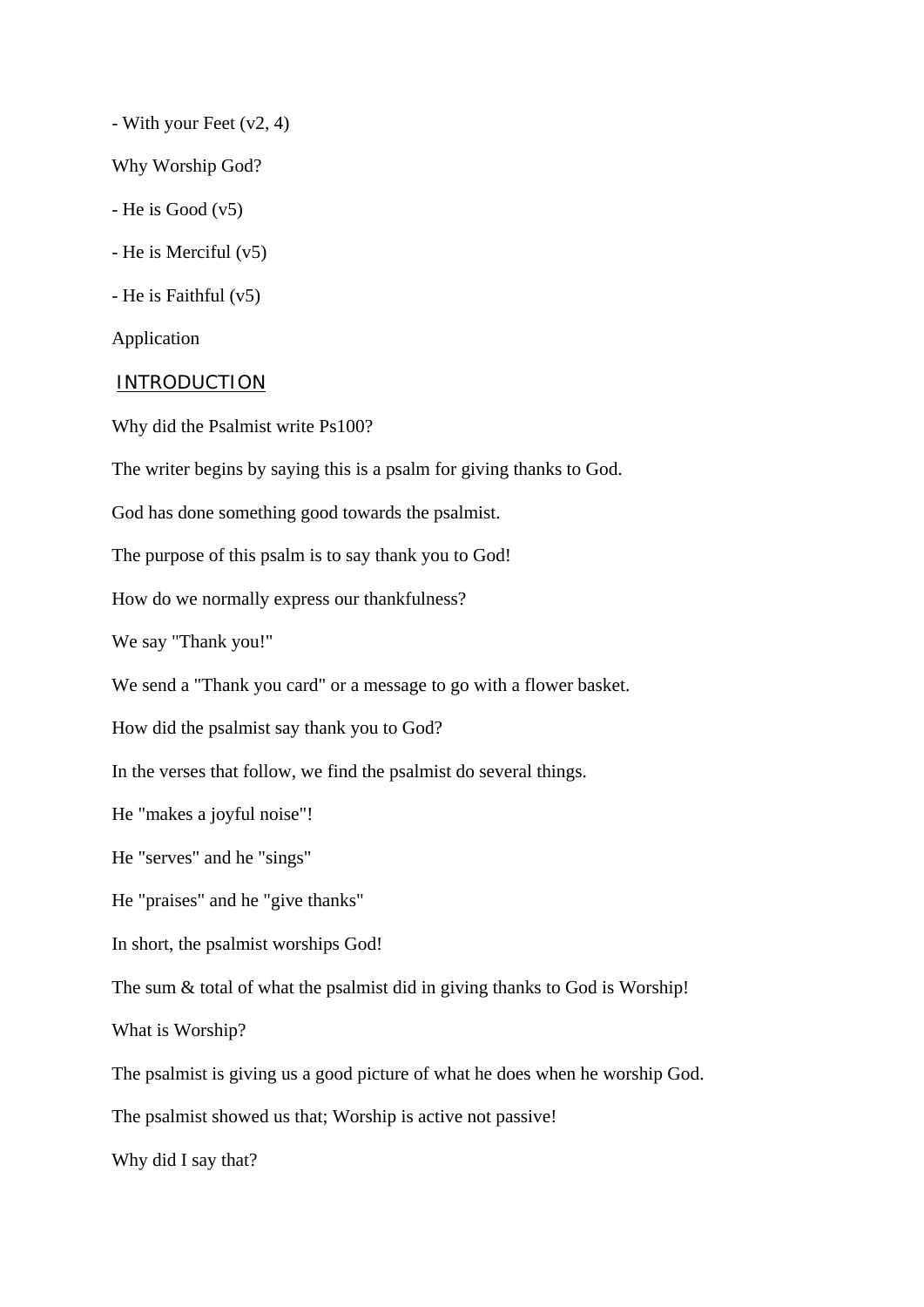- With your Feet (v2, 4)

Why Worship God?

- He is Good (v5)

- He is Merciful (v5)

- He is Faithful (v5)

Application

## INTRODUCTION

Why did the Psalmist write Ps100?

The writer begins by saying this is a psalm for giving thanks to God.

God has done something good towards the psalmist.

The purpose of this psalm is to say thank you to God!

How do we normally express our thankfulness?

We say "Thank you!"

We send a "Thank you card" or a message to go with a flower basket.

How did the psalmist say thank you to God?

In the verses that follow, we find the psalmist do several things.

He "makes a joyful noise"!

He "serves" and he "sings"

He "praises" and he "give thanks"

In short, the psalmist worships God!

The sum & total of what the psalmist did in giving thanks to God is Worship!

What is Worship?

The psalmist is giving us a good picture of what he does when he worship God.

The psalmist showed us that; Worship is active not passive!

Why did I say that?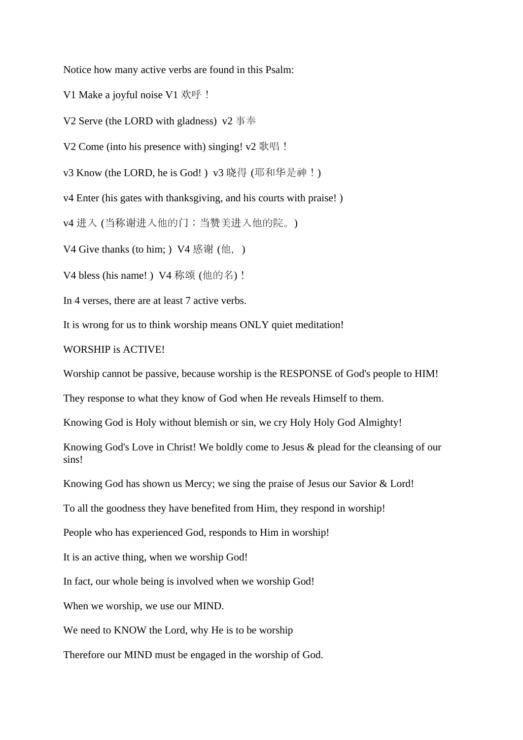Notice how many active verbs are found in this Psalm:

V1 Make a joyful noise V1 欢呼！

V2 Serve (the LORD with gladness)  v2 事奉

V2 Come (into his presence with) singing! v2 歌唱！

v3 Know (the LORD, he is God! )  v3 晓得 (耶和华是神！)

v4 Enter (his gates with thanksgiving, and his courts with praise! )

v4 进入 (当称谢进入他的门；当赞美进入他的院。)

V4 Give thanks (to him; )  V4 感谢 (他，)

V4 bless (his name! )  V4 称颂 (他的名)！

In 4 verses, there are at least 7 active verbs.

It is wrong for us to think worship means ONLY quiet meditation!

WORSHIP is ACTIVE!

Worship cannot be passive, because worship is the RESPONSE of God's people to HIM!

They response to what they know of God when He reveals Himself to them.

Knowing God is Holy without blemish or sin, we cry Holy Holy God Almighty!

Knowing God's Love in Christ! We boldly come to Jesus & plead for the cleansing of our sins!

Knowing God has shown us Mercy; we sing the praise of Jesus our Savior & Lord!

To all the goodness they have benefited from Him, they respond in worship!

People who has experienced God, responds to Him in worship!

It is an active thing, when we worship God!

In fact, our whole being is involved when we worship God!

When we worship, we use our MIND.

We need to KNOW the Lord, why He is to be worship

Therefore our MIND must be engaged in the worship of God.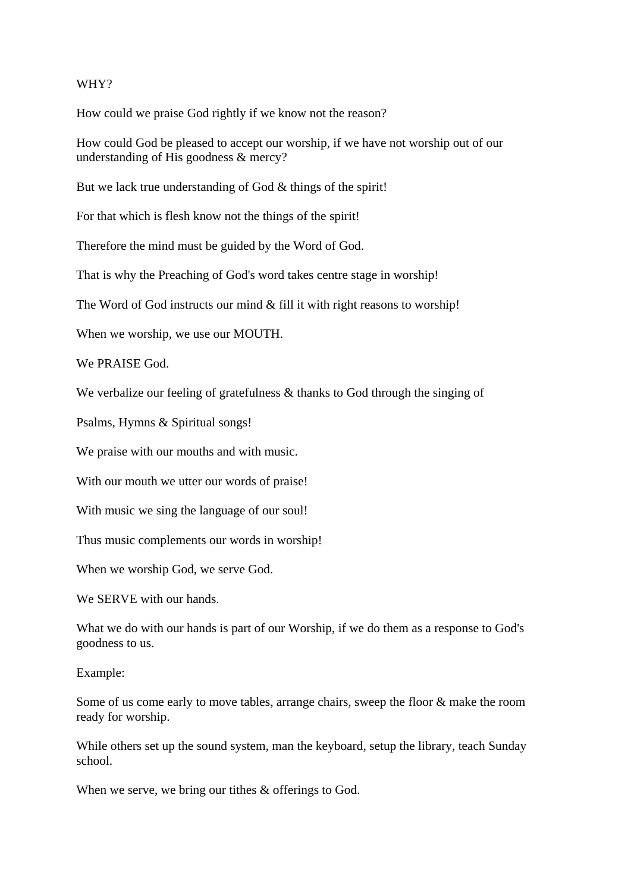WHY?

How could we praise God rightly if we know not the reason?

How could God be pleased to accept our worship, if we have not worship out of our understanding of His goodness & mercy?

But we lack true understanding of God & things of the spirit!

For that which is flesh know not the things of the spirit!

Therefore the mind must be guided by the Word of God.

That is why the Preaching of God's word takes centre stage in worship!

The Word of God instructs our mind & fill it with right reasons to worship!

When we worship, we use our MOUTH.

We PRAISE God.

We verbalize our feeling of gratefulness & thanks to God through the singing of

Psalms, Hymns & Spiritual songs!

We praise with our mouths and with music.

With our mouth we utter our words of praise!

With music we sing the language of our soul!

Thus music complements our words in worship!

When we worship God, we serve God.

We SERVE with our hands.

What we do with our hands is part of our Worship, if we do them as a response to God's goodness to us.

Example:

Some of us come early to move tables, arrange chairs, sweep the floor & make the room ready for worship.

While others set up the sound system, man the keyboard, setup the library, teach Sunday school.

When we serve, we bring our tithes & offerings to God.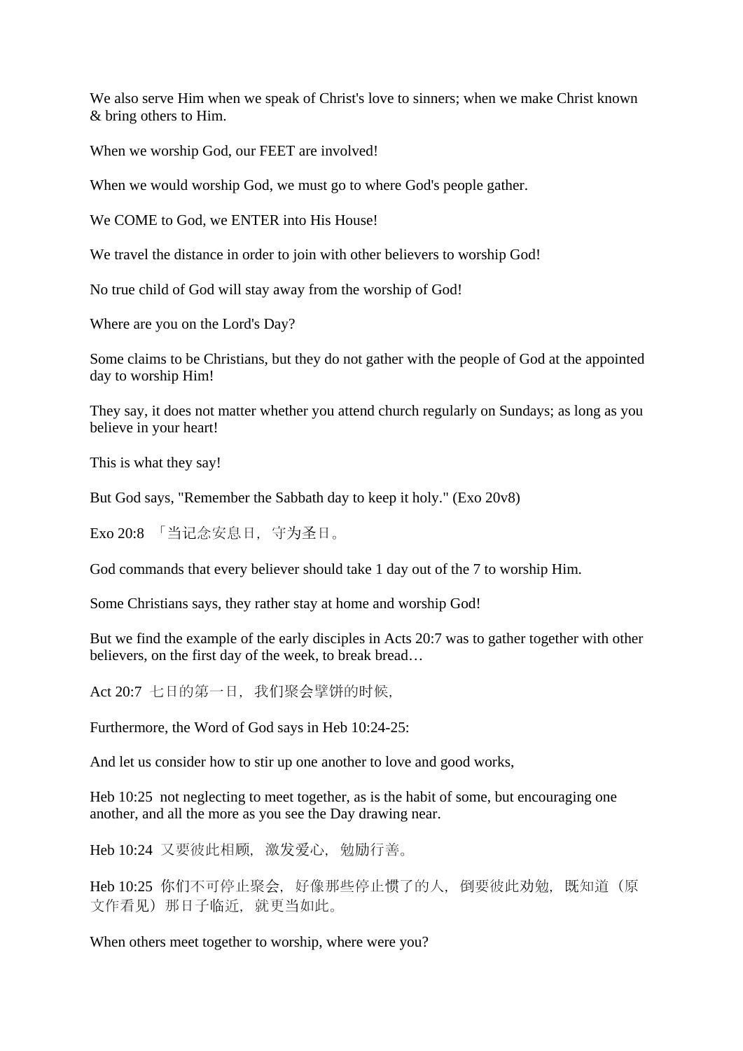We also serve Him when we speak of Christ's love to sinners; when we make Christ known & bring others to Him.

When we worship God, our FEET are involved!

When we would worship God, we must go to where God's people gather.

We COME to God, we ENTER into His House!

We travel the distance in order to join with other believers to worship God!

No true child of God will stay away from the worship of God!

Where are you on the Lord's Day?

Some claims to be Christians, but they do not gather with the people of God at the appointed day to worship Him!

They say, it does not matter whether you attend church regularly on Sundays; as long as you believe in your heart!

This is what they say!

But God says, "Remember the Sabbath day to keep it holy." (Exo 20v8)

Exo 20:8 「当记念安息日，守为圣日。

God commands that every believer should take 1 day out of the 7 to worship Him.

Some Christians says, they rather stay at home and worship God!

But we find the example of the early disciples in Acts 20:7 was to gather together with other believers, on the first day of the week, to break bread…

Act 20:7 七日的第一日，我们聚会擘饼的时候，

Furthermore, the Word of God says in Heb 10:24-25:

And let us consider how to stir up one another to love and good works,

Heb 10:25 not neglecting to meet together, as is the habit of some, but encouraging one another, and all the more as you see the Day drawing near.

Heb 10:24 又要彼此相顾，激发爱心，勉励行善。

Heb 10:25 你们不可停止聚会，好像那些停止惯了的人，倒要彼此劝勉，既知道（原文作看见）那日子临近，就更当如此。

When others meet together to worship, where were you?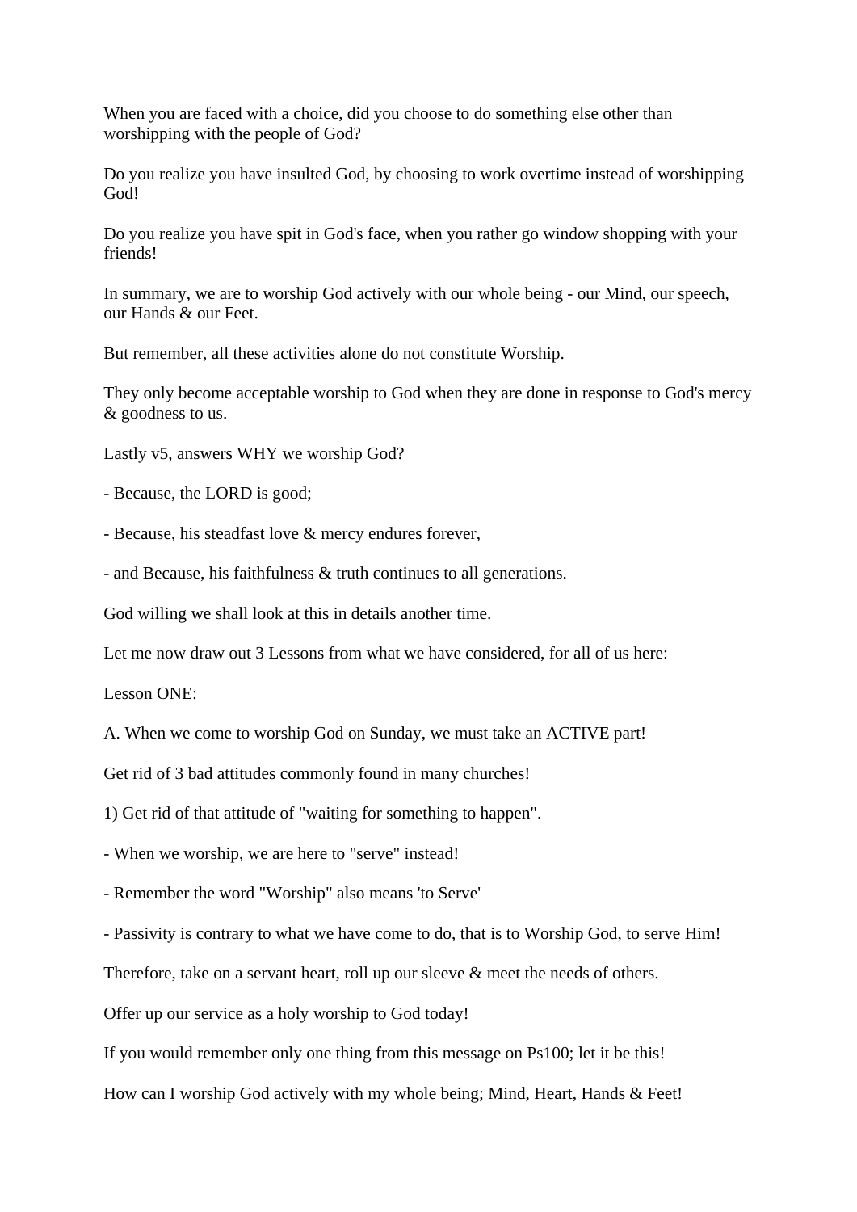When you are faced with a choice, did you choose to do something else other than worshipping with the people of God?

Do you realize you have insulted God, by choosing to work overtime instead of worshipping God!

Do you realize you have spit in God's face, when you rather go window shopping with your friends!

In summary, we are to worship God actively with our whole being - our Mind, our speech, our Hands & our Feet.

But remember, all these activities alone do not constitute Worship.

They only become acceptable worship to God when they are done in response to God's mercy & goodness to us.

Lastly v5, answers WHY we worship God?

- Because, the LORD is good;

- Because, his steadfast love & mercy endures forever,

- and Because, his faithfulness & truth continues to all generations.

God willing we shall look at this in details another time.

Let me now draw out 3 Lessons from what we have considered, for all of us here:

Lesson ONE:

A. When we come to worship God on Sunday, we must take an ACTIVE part!

Get rid of 3 bad attitudes commonly found in many churches!

1) Get rid of that attitude of "waiting for something to happen".

- When we worship, we are here to "serve" instead!

- Remember the word "Worship" also means 'to Serve'

- Passivity is contrary to what we have come to do, that is to Worship God, to serve Him!

Therefore, take on a servant heart, roll up our sleeve & meet the needs of others.

Offer up our service as a holy worship to God today!

If you would remember only one thing from this message on Ps100; let it be this!

How can I worship God actively with my whole being; Mind, Heart, Hands & Feet!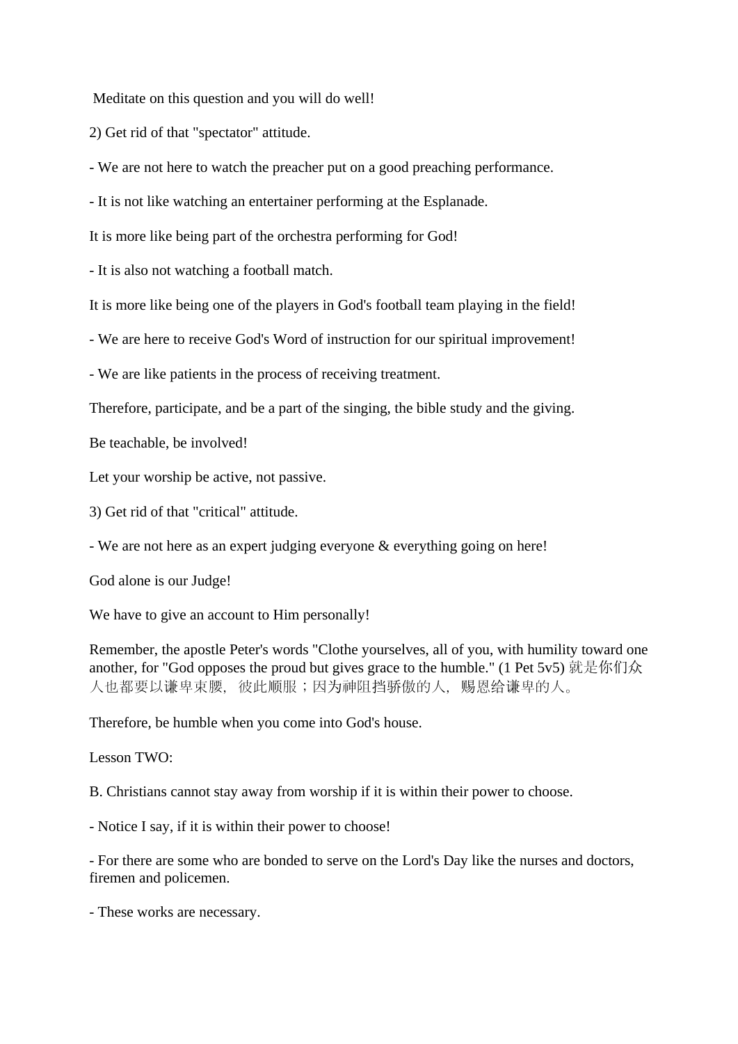Meditate on this question and you will do well!

2) Get rid of that "spectator" attitude.

- We are not here to watch the preacher put on a good preaching performance.

- It is not like watching an entertainer performing at the Esplanade.

It is more like being part of the orchestra performing for God!

- It is also not watching a football match.

It is more like being one of the players in God's football team playing in the field!

- We are here to receive God's Word of instruction for our spiritual improvement!

- We are like patients in the process of receiving treatment.

Therefore, participate, and be a part of the singing, the bible study and the giving.

Be teachable, be involved!

Let your worship be active, not passive.

3) Get rid of that "critical" attitude.

- We are not here as an expert judging everyone & everything going on here!

God alone is our Judge!

We have to give an account to Him personally!

Remember, the apostle Peter's words "Clothe yourselves, all of you, with humility toward one another, for "God opposes the proud but gives grace to the humble." (1 Pet 5v5) 就是你们众人也都要以谦卑束腰，彼此顺服；因为神阻挡骄傲的人，赐恩给谦卑的人。

Therefore, be humble when you come into God's house.

Lesson TWO:

B. Christians cannot stay away from worship if it is within their power to choose.

- Notice I say, if it is within their power to choose!

- For there are some who are bonded to serve on the Lord's Day like the nurses and doctors, firemen and policemen.

- These works are necessary.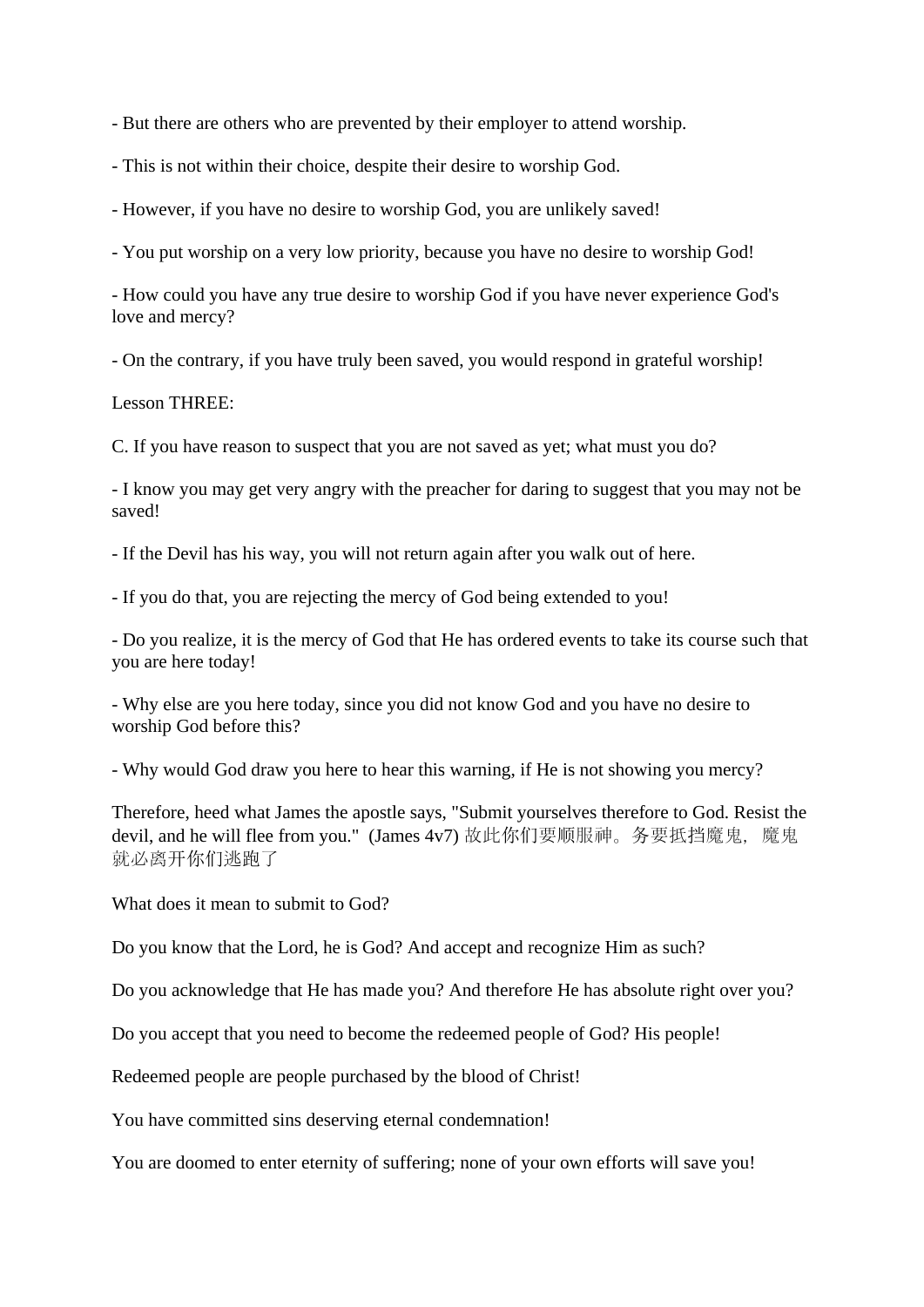- But there are others who are prevented by their employer to attend worship.

- This is not within their choice, despite their desire to worship God.

- However, if you have no desire to worship God, you are unlikely saved!

- You put worship on a very low priority, because you have no desire to worship God!

- How could you have any true desire to worship God if you have never experience God's love and mercy?

- On the contrary, if you have truly been saved, you would respond in grateful worship!

Lesson THREE:

C. If you have reason to suspect that you are not saved as yet; what must you do?

- I know you may get very angry with the preacher for daring to suggest that you may not be saved!

- If the Devil has his way, you will not return again after you walk out of here.

- If you do that, you are rejecting the mercy of God being extended to you!

- Do you realize, it is the mercy of God that He has ordered events to take its course such that you are here today!

- Why else are you here today, since you did not know God and you have no desire to worship God before this?

- Why would God draw you here to hear this warning, if He is not showing you mercy?

Therefore, heed what James the apostle says, "Submit yourselves therefore to God. Resist the devil, and he will flee from you." (James 4v7) 故此你们要顺服神。务要抵挡魔鬼，魔鬼就必离开你们逃跑了

What does it mean to submit to God?

Do you know that the Lord, he is God? And accept and recognize Him as such?

Do you acknowledge that He has made you? And therefore He has absolute right over you?

Do you accept that you need to become the redeemed people of God? His people!

Redeemed people are people purchased by the blood of Christ!

You have committed sins deserving eternal condemnation!

You are doomed to enter eternity of suffering; none of your own efforts will save you!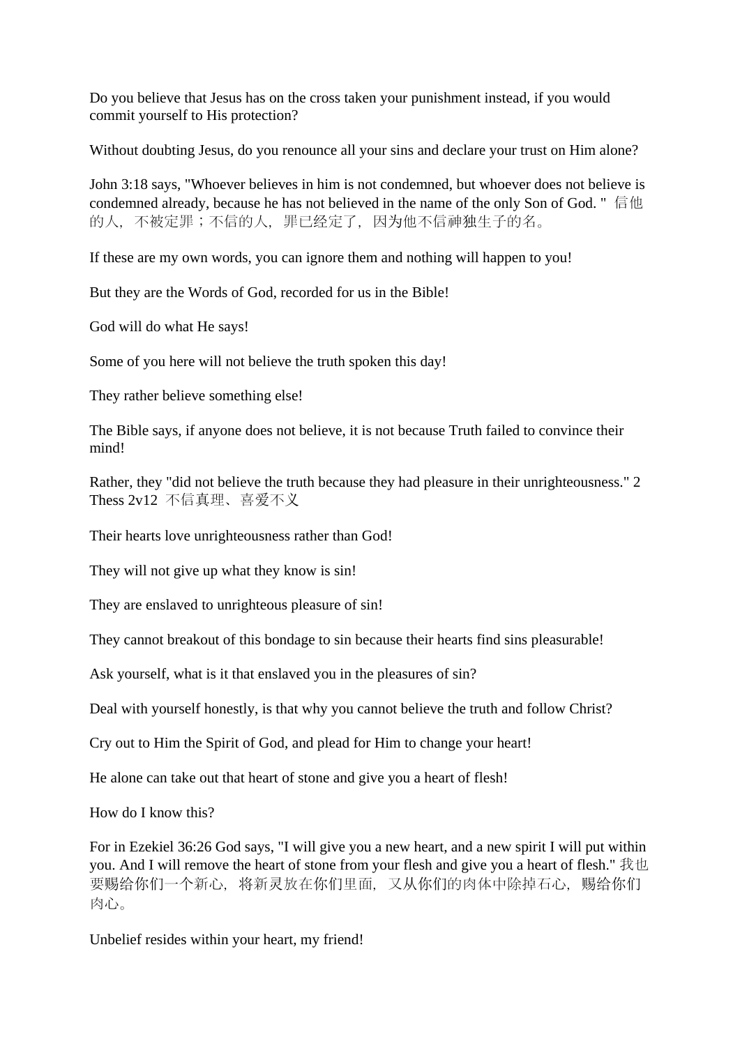Do you believe that Jesus has on the cross taken your punishment instead, if you would commit yourself to His protection?

Without doubting Jesus, do you renounce all your sins and declare your trust on Him alone?

John 3:18 says, "Whoever believes in him is not condemned, but whoever does not believe is condemned already, because he has not believed in the name of the only Son of God. " 信他的人，不被定罪；不信的人，罪已经定了，因为他不信神独生子的名。

If these are my own words, you can ignore them and nothing will happen to you!

But they are the Words of God, recorded for us in the Bible!

God will do what He says!

Some of you here will not believe the truth spoken this day!

They rather believe something else!

The Bible says, if anyone does not believe, it is not because Truth failed to convince their mind!

Rather, they "did not believe the truth because they had pleasure in their unrighteousness." 2 Thess 2v12 不信真理、喜爱不义

Their hearts love unrighteousness rather than God!

They will not give up what they know is sin!

They are enslaved to unrighteous pleasure of sin!

They cannot breakout of this bondage to sin because their hearts find sins pleasurable!

Ask yourself, what is it that enslaved you in the pleasures of sin?

Deal with yourself honestly, is that why you cannot believe the truth and follow Christ?

Cry out to Him the Spirit of God, and plead for Him to change your heart!

He alone can take out that heart of stone and give you a heart of flesh!

How do I know this?

For in Ezekiel 36:26 God says, "I will give you a new heart, and a new spirit I will put within you. And I will remove the heart of stone from your flesh and give you a heart of flesh." 我也要赐给你们一个新心，将新灵放在你们里面，又从你们的肉体中除掉石心，赐给你们肉心。

Unbelief resides within your heart, my friend!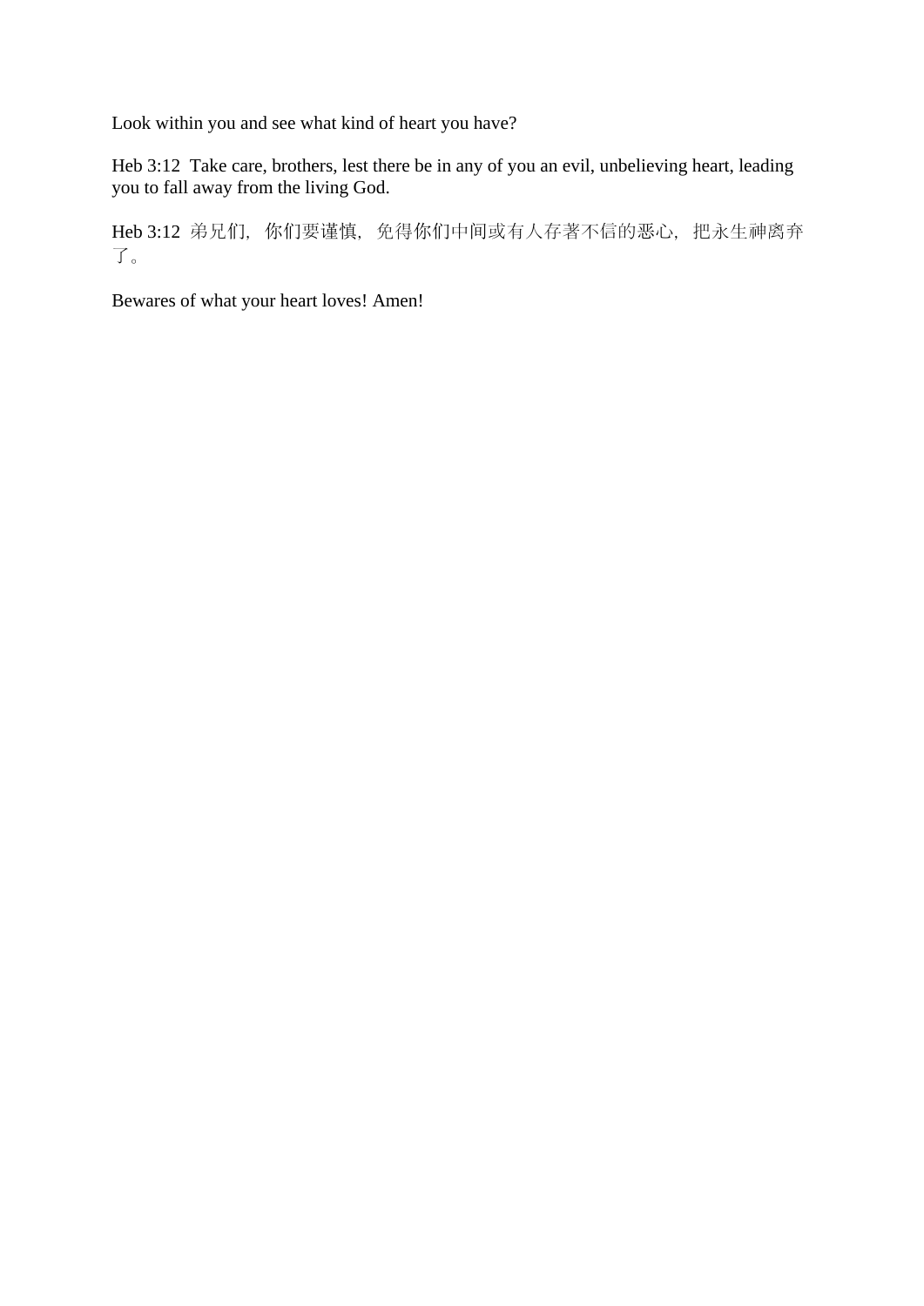Look within you and see what kind of heart you have?

Heb 3:12  Take care, brothers, lest there be in any of you an evil, unbelieving heart, leading you to fall away from the living God.

Heb 3:12  弟兄们，你们要谨慎，免得你们中间或有人存著不信的恶心，把永生神离弃了。

Bewares of what your heart loves! Amen!